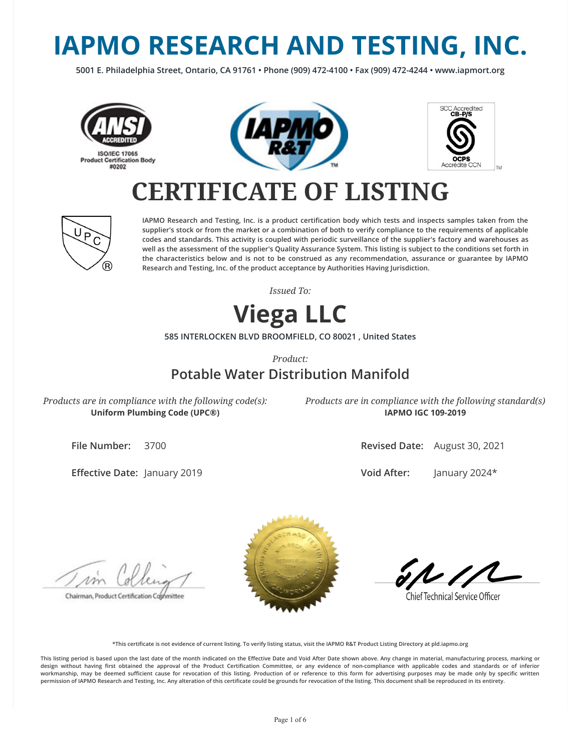# IAPMO RESEARCH AND TESTING, INC.

5001 E. Philadelphia Street, Ontario, CA 91761 • Phone (909) 472-4100 • Fax (909) 472-4244 • www.iapmort.org

ANSI ACCREDITED
ISO/IEC 17065
Product Certification Body
#0202

SCC Accredited
CB-P/S
OCPS
Accrédité CCN

# CERTIFICATE OF LISTING

IAPMO Research and Testing, Inc. is a product certification body which tests and inspects samples taken from the supplier's stock or from the market or a combination of both to verify compliance to the requirements of applicable codes and standards. This activity is coupled with periodic surveillance of the supplier's factory and warehouses as well as the assessment of the supplier's Quality Assurance System. This listing is subject to the conditions set forth in the characteristics below and is not to be construed as any recommendation, assurance or guarantee by IAPMO Research and Testing, Inc. of the product acceptance by Authorities Having Jurisdiction.

*Issued To:*

## Viega LLC

585 INTERLOCKEN BLVD BROOMFIELD, CO 80021 , United States

*Product:*

### Potable Water Distribution Manifold

*Products are in compliance with the following code(s):*
**Uniform Plumbing Code (UPC®)**

*Products are in compliance with the following standard(s)*
**IAPMO IGC 109-2019**

**File Number:** 3700

**Effective Date:** January 2019

**Revised Date:** August 30, 2021

**Void After:** January 2024*

Chairman, Product Certification Committee

Chief Technical Service Officer

*This certificate is not evidence of current listing. To verify listing status, visit the IAPMO R&T Product Listing Directory at pld.iapmo.org

This listing period is based upon the last date of the month indicated on the Effective Date and Void After Date shown above. Any change in material, manufacturing process, marking or design without having first obtained the approval of the Product Certification Committee, or any evidence of non-compliance with applicable codes and standards or of inferior workmanship, may be deemed sufficient cause for revocation of this listing. Production of or reference to this form for advertising purposes may be made only by specific written permission of IAPMO Research and Testing, Inc. Any alteration of this certificate could be grounds for revocation of the listing. This document shall be reproduced in its entirety.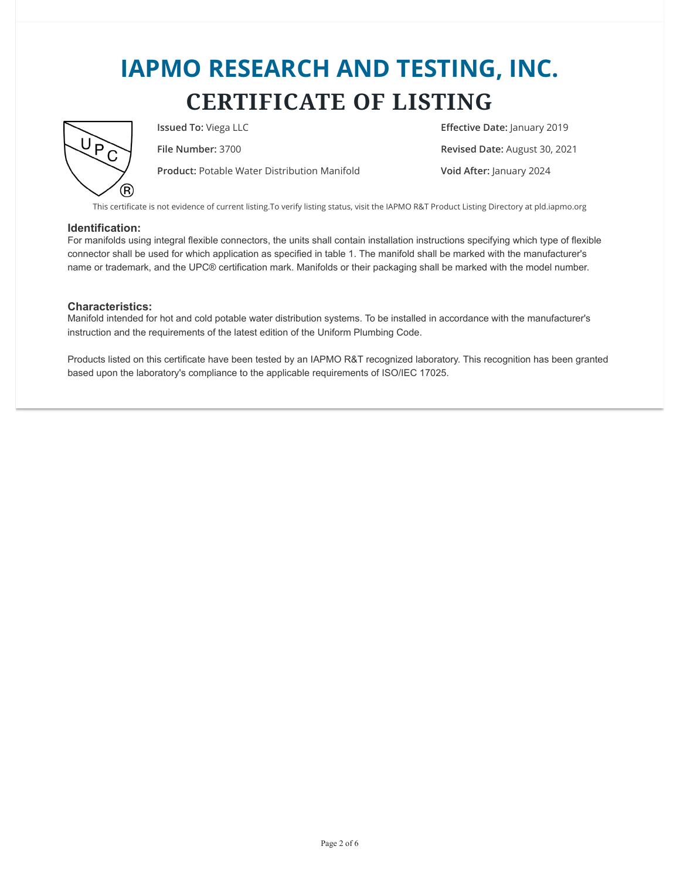# IAPMO RESEARCH AND TESTING, INC.

# CERTIFICATE OF LISTING

**Issued To:** Viega LLC

**File Number:** 3700

**Product:** Potable Water Distribution Manifold

**Effective Date:** January 2019

**Revised Date:** August 30, 2021

**Void After:** January 2024

This certificate is not evidence of current listing.To verify listing status, visit the IAPMO R&T Product Listing Directory at pld.iapmo.org

### Identification:

For manifolds using integral flexible connectors, the units shall contain installation instructions specifying which type of flexible connector shall be used for which application as specified in table 1. The manifold shall be marked with the manufacturer's name or trademark, and the UPC® certification mark. Manifolds or their packaging shall be marked with the model number.

### Characteristics:

Manifold intended for hot and cold potable water distribution systems. To be installed in accordance with the manufacturer's instruction and the requirements of the latest edition of the Uniform Plumbing Code.

Products listed on this certificate have been tested by an IAPMO R&T recognized laboratory. This recognition has been granted based upon the laboratory's compliance to the applicable requirements of ISO/IEC 17025.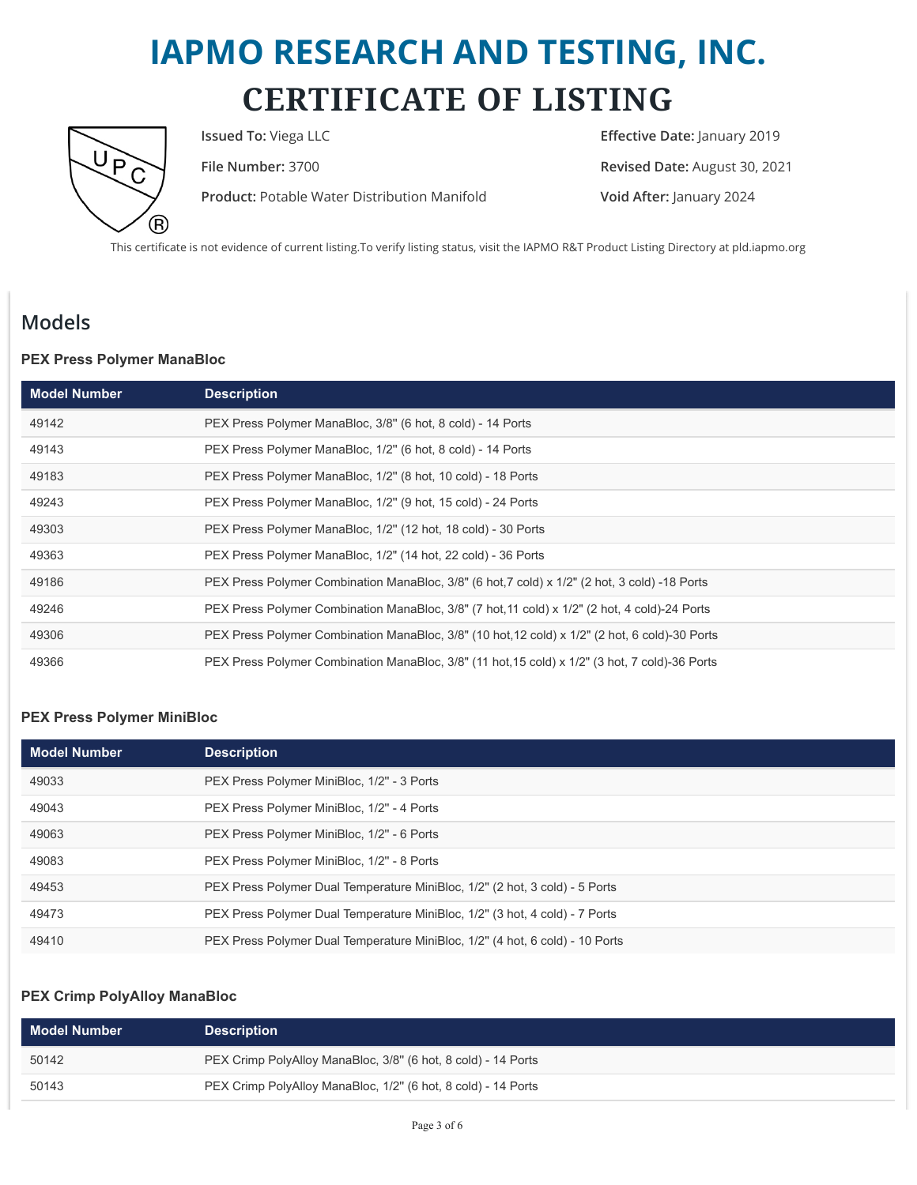# IAPMO RESEARCH AND TESTING, INC.

# CERTIFICATE OF LISTING

**Issued To:** Viega LLC

**File Number:** 3700

**Product:** Potable Water Distribution Manifold

**Effective Date:** January 2019

**Revised Date:** August 30, 2021

**Void After:** January 2024

This certificate is not evidence of current listing.To verify listing status, visit the IAPMO R&T Product Listing Directory at pld.iapmo.org

## Models

### PEX Press Polymer ManaBloc

| Model Number | Description |
|---|---|
| 49142 | PEX Press Polymer ManaBloc, 3/8" (6 hot, 8 cold) - 14 Ports |
| 49143 | PEX Press Polymer ManaBloc, 1/2" (6 hot, 8 cold) - 14 Ports |
| 49183 | PEX Press Polymer ManaBloc, 1/2" (8 hot, 10 cold) - 18 Ports |
| 49243 | PEX Press Polymer ManaBloc, 1/2" (9 hot, 15 cold) - 24 Ports |
| 49303 | PEX Press Polymer ManaBloc, 1/2" (12 hot, 18 cold) - 30 Ports |
| 49363 | PEX Press Polymer ManaBloc, 1/2" (14 hot, 22 cold) - 36 Ports |
| 49186 | PEX Press Polymer Combination ManaBloc, 3/8" (6 hot,7 cold) x 1/2" (2 hot, 3 cold) -18 Ports |
| 49246 | PEX Press Polymer Combination ManaBloc, 3/8" (7 hot,11 cold) x 1/2" (2 hot, 4 cold)-24 Ports |
| 49306 | PEX Press Polymer Combination ManaBloc, 3/8" (10 hot,12 cold) x 1/2" (2 hot, 6 cold)-30 Ports |
| 49366 | PEX Press Polymer Combination ManaBloc, 3/8" (11 hot,15 cold) x 1/2" (3 hot, 7 cold)-36 Ports |

### PEX Press Polymer MiniBloc

| Model Number | Description |
|---|---|
| 49033 | PEX Press Polymer MiniBloc, 1/2" - 3 Ports |
| 49043 | PEX Press Polymer MiniBloc, 1/2" - 4 Ports |
| 49063 | PEX Press Polymer MiniBloc, 1/2" - 6 Ports |
| 49083 | PEX Press Polymer MiniBloc, 1/2" - 8 Ports |
| 49453 | PEX Press Polymer Dual Temperature MiniBloc, 1/2" (2 hot, 3 cold) - 5 Ports |
| 49473 | PEX Press Polymer Dual Temperature MiniBloc, 1/2" (3 hot, 4 cold) - 7 Ports |
| 49410 | PEX Press Polymer Dual Temperature MiniBloc, 1/2" (4 hot, 6 cold) - 10 Ports |

### PEX Crimp PolyAlloy ManaBloc

| Model Number | Description |
|---|---|
| 50142 | PEX Crimp PolyAlloy ManaBloc, 3/8" (6 hot, 8 cold) - 14 Ports |
| 50143 | PEX Crimp PolyAlloy ManaBloc, 1/2" (6 hot, 8 cold) - 14 Ports |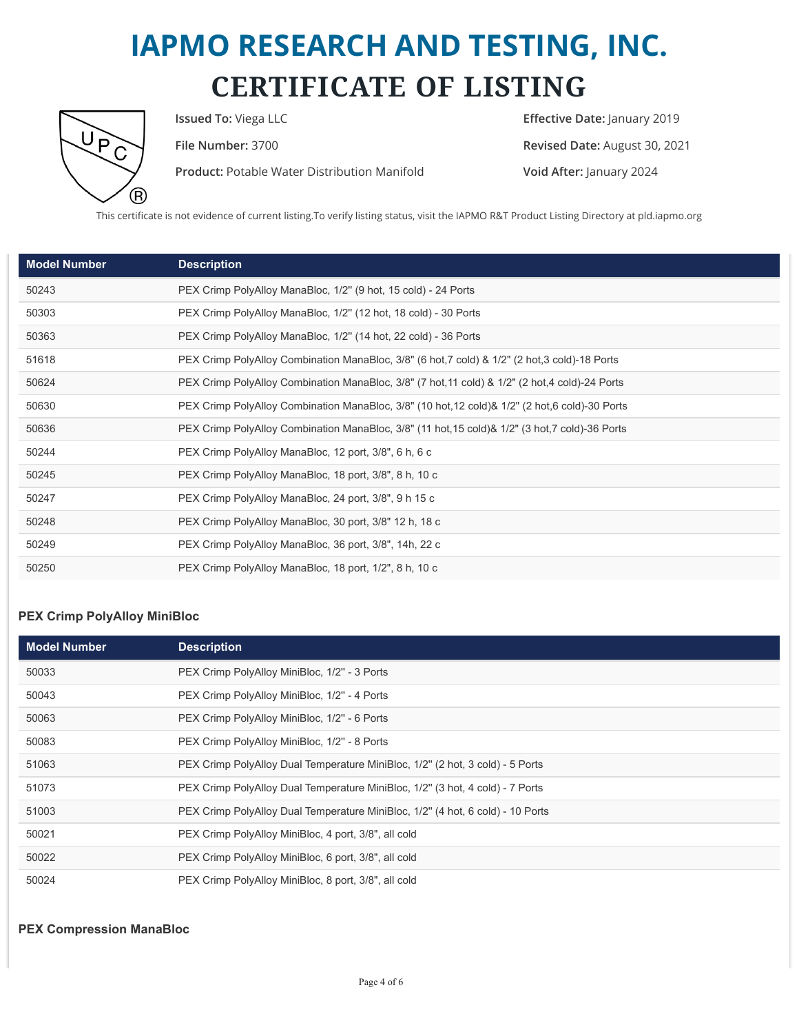# IAPMO RESEARCH AND TESTING, INC.

# CERTIFICATE OF LISTING

**Issued To:** Viega LLC

**File Number:** 3700

**Product:** Potable Water Distribution Manifold

**Effective Date:** January 2019

**Revised Date:** August 30, 2021

**Void After:** January 2024

This certificate is not evidence of current listing.To verify listing status, visit the IAPMO R&T Product Listing Directory at pld.iapmo.org

| Model Number | Description |
| --- | --- |
| 50243 | PEX Crimp PolyAlloy ManaBloc, 1/2" (9 hot, 15 cold) - 24 Ports |
| 50303 | PEX Crimp PolyAlloy ManaBloc, 1/2" (12 hot, 18 cold) - 30 Ports |
| 50363 | PEX Crimp PolyAlloy ManaBloc, 1/2" (14 hot, 22 cold) - 36 Ports |
| 51618 | PEX Crimp PolyAlloy Combination ManaBloc, 3/8" (6 hot,7 cold) & 1/2" (2 hot,3 cold)-18 Ports |
| 50624 | PEX Crimp PolyAlloy Combination ManaBloc, 3/8" (7 hot,11 cold) & 1/2" (2 hot,4 cold)-24 Ports |
| 50630 | PEX Crimp PolyAlloy Combination ManaBloc, 3/8" (10 hot,12 cold)& 1/2" (2 hot,6 cold)-30 Ports |
| 50636 | PEX Crimp PolyAlloy Combination ManaBloc, 3/8" (11 hot,15 cold)& 1/2" (3 hot,7 cold)-36 Ports |
| 50244 | PEX Crimp PolyAlloy ManaBloc, 12 port, 3/8", 6 h, 6 c |
| 50245 | PEX Crimp PolyAlloy ManaBloc, 18 port, 3/8", 8 h, 10 c |
| 50247 | PEX Crimp PolyAlloy ManaBloc, 24 port, 3/8", 9 h 15 c |
| 50248 | PEX Crimp PolyAlloy ManaBloc, 30 port, 3/8" 12 h, 18 c |
| 50249 | PEX Crimp PolyAlloy ManaBloc, 36 port, 3/8", 14h, 22 c |
| 50250 | PEX Crimp PolyAlloy ManaBloc, 18 port, 1/2", 8 h, 10 c |

### PEX Crimp PolyAlloy MiniBloc

| Model Number | Description |
| --- | --- |
| 50033 | PEX Crimp PolyAlloy MiniBloc, 1/2" - 3 Ports |
| 50043 | PEX Crimp PolyAlloy MiniBloc, 1/2" - 4 Ports |
| 50063 | PEX Crimp PolyAlloy MiniBloc, 1/2" - 6 Ports |
| 50083 | PEX Crimp PolyAlloy MiniBloc, 1/2" - 8 Ports |
| 51063 | PEX Crimp PolyAlloy Dual Temperature MiniBloc, 1/2" (2 hot, 3 cold) - 5 Ports |
| 51073 | PEX Crimp PolyAlloy Dual Temperature MiniBloc, 1/2" (3 hot, 4 cold) - 7 Ports |
| 51003 | PEX Crimp PolyAlloy Dual Temperature MiniBloc, 1/2" (4 hot, 6 cold) - 10 Ports |
| 50021 | PEX Crimp PolyAlloy MiniBloc, 4 port, 3/8", all cold |
| 50022 | PEX Crimp PolyAlloy MiniBloc, 6 port, 3/8", all cold |
| 50024 | PEX Crimp PolyAlloy MiniBloc, 8 port, 3/8", all cold |

### PEX Compression ManaBloc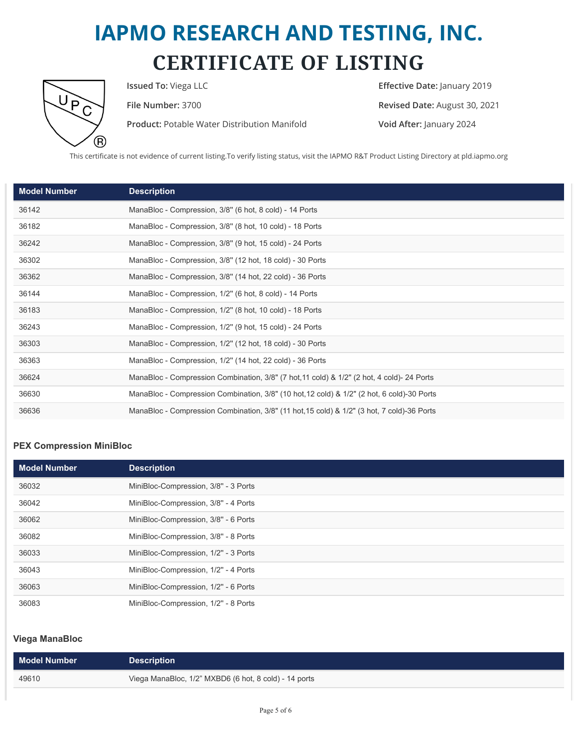# IAPMO RESEARCH AND TESTING, INC.

# CERTIFICATE OF LISTING

**Issued To:** Viega LLC

**File Number:** 3700

**Product:** Potable Water Distribution Manifold

**Effective Date:** January 2019

**Revised Date:** August 30, 2021

**Void After:** January 2024

This certificate is not evidence of current listing.To verify listing status, visit the IAPMO R&T Product Listing Directory at pld.iapmo.org

| Model Number | Description |
|---|---|
| 36142 | ManaBloc - Compression, 3/8" (6 hot, 8 cold) - 14 Ports |
| 36182 | ManaBloc - Compression, 3/8" (8 hot, 10 cold) - 18 Ports |
| 36242 | ManaBloc - Compression, 3/8" (9 hot, 15 cold) - 24 Ports |
| 36302 | ManaBloc - Compression, 3/8" (12 hot, 18 cold) - 30 Ports |
| 36362 | ManaBloc - Compression, 3/8" (14 hot, 22 cold) - 36 Ports |
| 36144 | ManaBloc - Compression, 1/2" (6 hot, 8 cold) - 14 Ports |
| 36183 | ManaBloc - Compression, 1/2" (8 hot, 10 cold) - 18 Ports |
| 36243 | ManaBloc - Compression, 1/2" (9 hot, 15 cold) - 24 Ports |
| 36303 | ManaBloc - Compression, 1/2" (12 hot, 18 cold) - 30 Ports |
| 36363 | ManaBloc - Compression, 1/2" (14 hot, 22 cold) - 36 Ports |
| 36624 | ManaBloc - Compression Combination, 3/8" (7 hot,11 cold) & 1/2" (2 hot, 4 cold)- 24 Ports |
| 36630 | ManaBloc - Compression Combination, 3/8" (10 hot,12 cold) & 1/2" (2 hot, 6 cold)-30 Ports |
| 36636 | ManaBloc - Compression Combination, 3/8" (11 hot,15 cold) & 1/2" (3 hot, 7 cold)-36 Ports |

### PEX Compression MiniBloc

| Model Number | Description |
|---|---|
| 36032 | MiniBloc-Compression, 3/8" - 3 Ports |
| 36042 | MiniBloc-Compression, 3/8" - 4 Ports |
| 36062 | MiniBloc-Compression, 3/8" - 6 Ports |
| 36082 | MiniBloc-Compression, 3/8" - 8 Ports |
| 36033 | MiniBloc-Compression, 1/2" - 3 Ports |
| 36043 | MiniBloc-Compression, 1/2" - 4 Ports |
| 36063 | MiniBloc-Compression, 1/2" - 6 Ports |
| 36083 | MiniBloc-Compression, 1/2" - 8 Ports |

### Viega ManaBloc

| Model Number | Description |
|---|---|
| 49610 | Viega ManaBloc, 1/2" MXBD6 (6 hot, 8 cold) - 14 ports |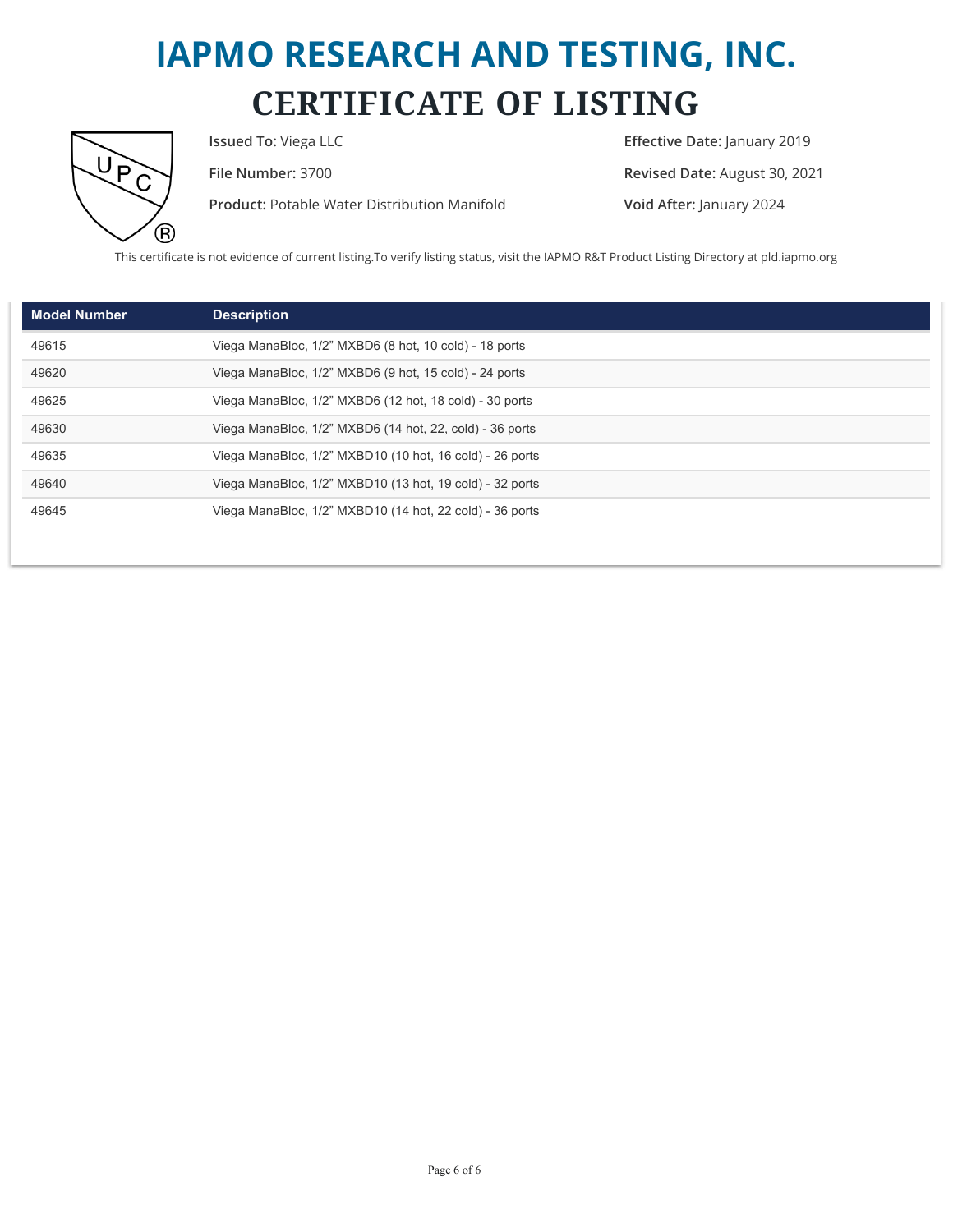# IAPMO RESEARCH AND TESTING, INC.

# CERTIFICATE OF LISTING

**Issued To:** Viega LLC

**File Number:** 3700

**Product:** Potable Water Distribution Manifold

**Effective Date:** January 2019

**Revised Date:** August 30, 2021

**Void After:** January 2024

This certificate is not evidence of current listing.To verify listing status, visit the IAPMO R&T Product Listing Directory at pld.iapmo.org

| Model Number | Description |
|---|---|
| 49615 | Viega ManaBloc, 1/2” MXBD6 (8 hot, 10 cold) - 18 ports |
| 49620 | Viega ManaBloc, 1/2” MXBD6 (9 hot, 15 cold) - 24 ports |
| 49625 | Viega ManaBloc, 1/2” MXBD6 (12 hot, 18 cold) - 30 ports |
| 49630 | Viega ManaBloc, 1/2” MXBD6 (14 hot, 22, cold) - 36 ports |
| 49635 | Viega ManaBloc, 1/2” MXBD10 (10 hot, 16 cold) - 26 ports |
| 49640 | Viega ManaBloc, 1/2” MXBD10 (13 hot, 19 cold) - 32 ports |
| 49645 | Viega ManaBloc, 1/2” MXBD10 (14 hot, 22 cold) - 36 ports |